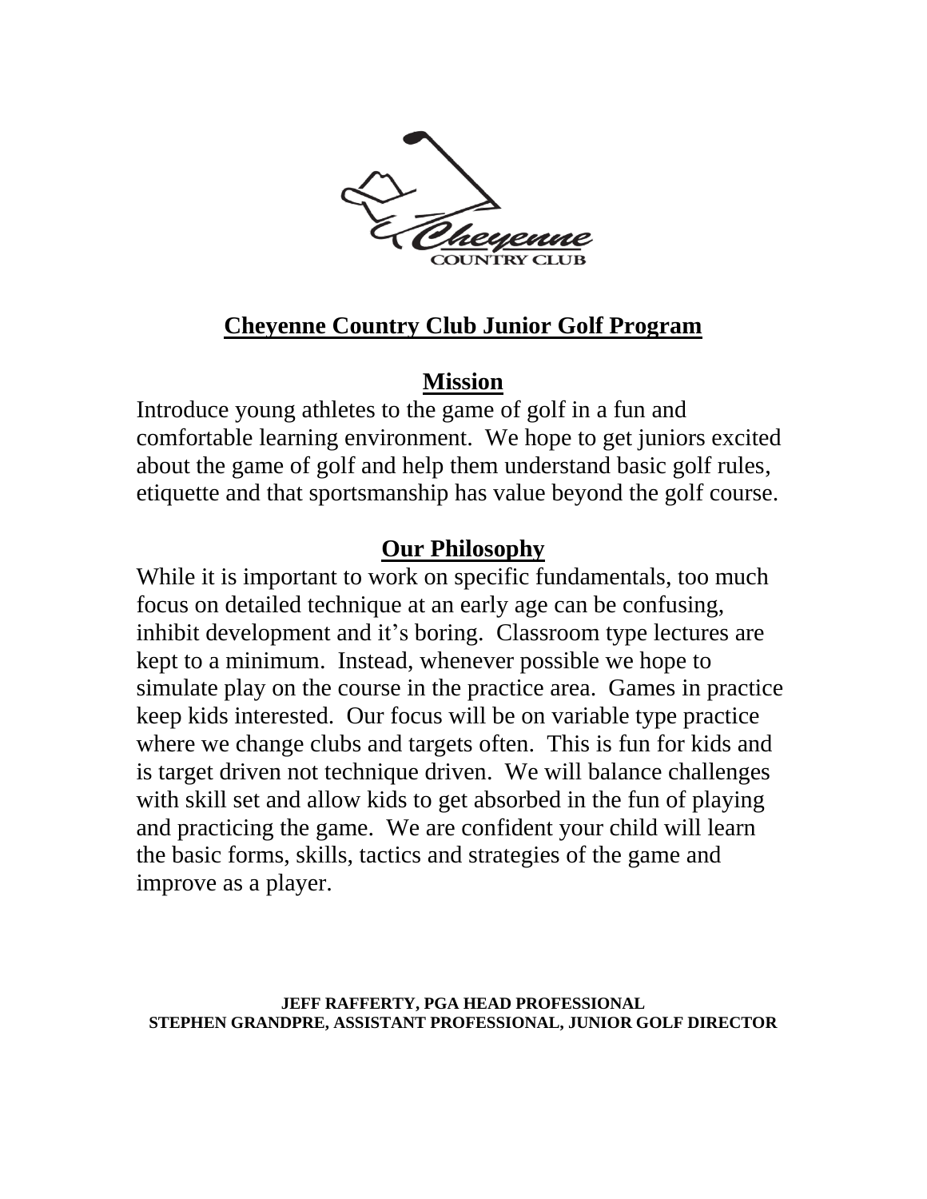# Cheyenne Country Club Junior Golf Program

## Mission

Introduce young athletes to the game of golf in a fun and comfortable learning environment. We hope to get juniors excited about the game of golf and help them understand basic golf rules, etiquette and that sportsmanship has value beyond the golf course.

## Our Philosophy

While it is important to work on specific fundamentals, too much focus on detailed technique at an early age can be confusing, inhibit development and it's boring. Classroom type lectures are kept to a minimum. Instead, whenever possible we hope to simulate play on the course in the practice area. Games in practice keep kids interested. Our focus will be on variable type practice where we change clubs and targets often. This is fun for kids and is target driven not technique driven. We will balance challenges with skill set and allow kids to get absorbed in the fun of playing and practicing the game. We are confident your child will learn the basic forms, skills, tactics and strategies of the game and improve as a player.

**JEFF RAFFERTY, PGA HEAD PROFESSIONAL**
**STEPHEN GRANDPRE, ASSISTANT PROFESSIONAL, JUNIOR GOLF DIRECTOR**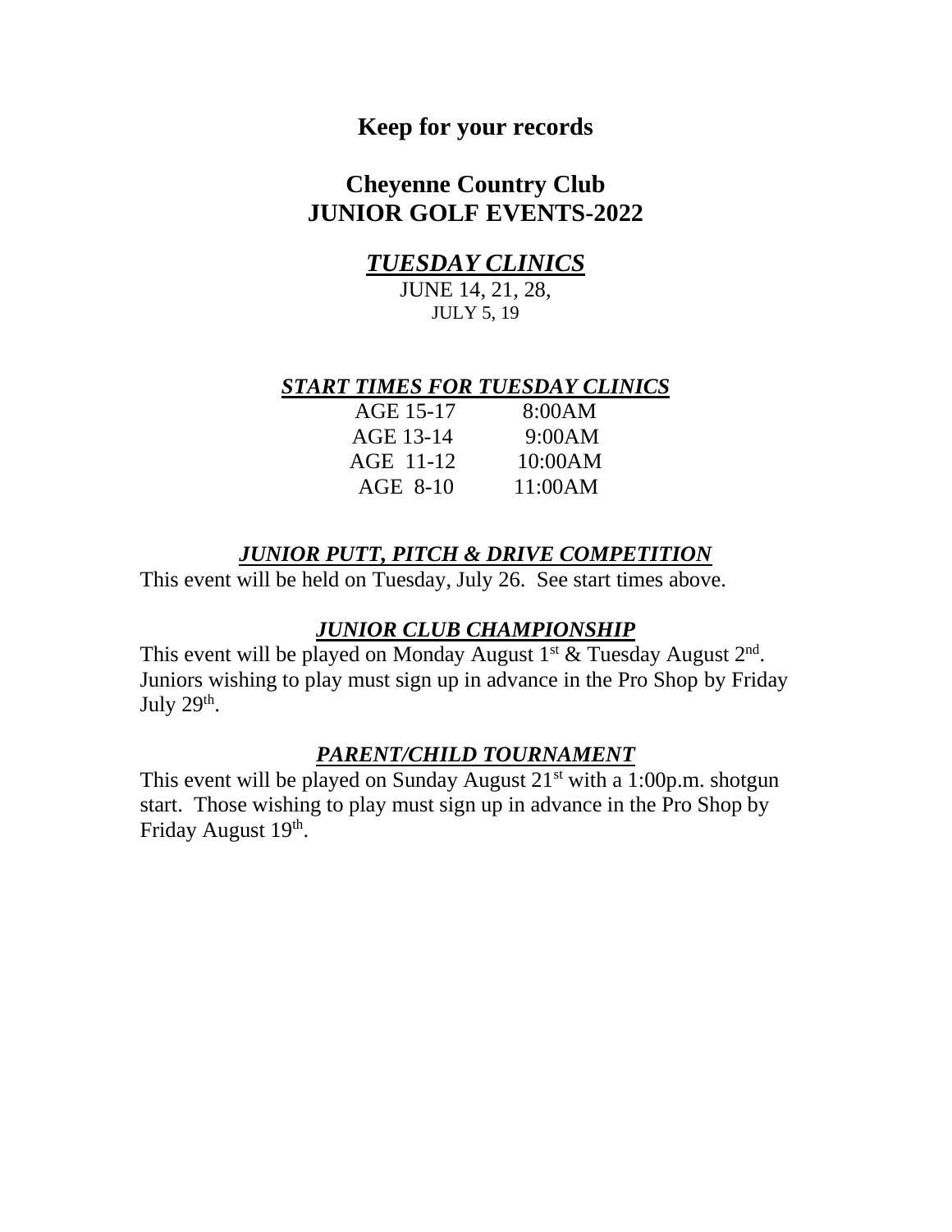**Keep for your records**

# Cheyenne Country Club
# JUNIOR GOLF EVENTS-2022

## *TUESDAY CLINICS*

JUNE 14, 21, 28,
JULY 5, 19

## *START TIMES FOR TUESDAY CLINICS*

| AGE | TIME |
|---|---|
| AGE 15-17 | 8:00AM |
| AGE 13-14 | 9:00AM |
| AGE 11-12 | 10:00AM |
| AGE 8-10 | 11:00AM |

## *JUNIOR PUTT, PITCH & DRIVE COMPETITION*

This event will be held on Tuesday, July 26. See start times above.

## *JUNIOR CLUB CHAMPIONSHIP*

This event will be played on Monday August 1st & Tuesday August 2nd. Juniors wishing to play must sign up in advance in the Pro Shop by Friday July 29th.

## *PARENT/CHILD TOURNAMENT*

This event will be played on Sunday August 21st with a 1:00p.m. shotgun start. Those wishing to play must sign up in advance in the Pro Shop by Friday August 19th.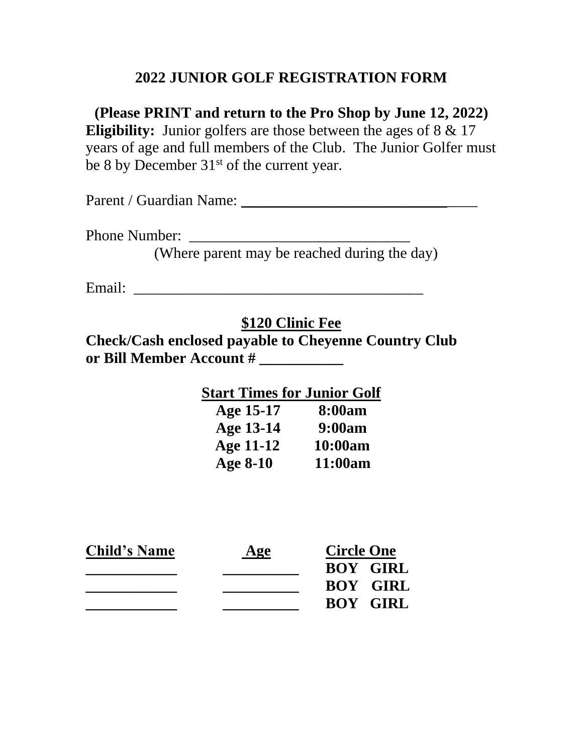## 2022 JUNIOR GOLF REGISTRATION FORM

**(Please PRINT and return to the Pro Shop by June 12, 2022)**

**Eligibility:** Junior golfers are those between the ages of 8 & 17 years of age and full members of the Club. The Junior Golfer must be 8 by December 31st of the current year.

Parent / Guardian Name: _________________________________

Phone Number: ______________________________
(Where parent may be reached during the day)

Email: ________________________________________

**<u>$120 Clinic Fee</u>**

**Check/Cash enclosed payable to Cheyenne Country Club or Bill Member Account # ___________**

**<u>Start Times for Junior Golf</u>**

| | |
|---|---|
| **Age 15-17** | **8:00am** |
| **Age 13-14** | **9:00am** |
| **Age 11-12** | **10:00am** |
| **Age 8-10** | **11:00am** |

| **Child's Name** | **Age** | **Circle One** |
|---|---|---|
| ____________ | __________ | **BOY GIRL** |
| ____________ | __________ | **BOY GIRL** |
| ____________ | __________ | **BOY GIRL** |